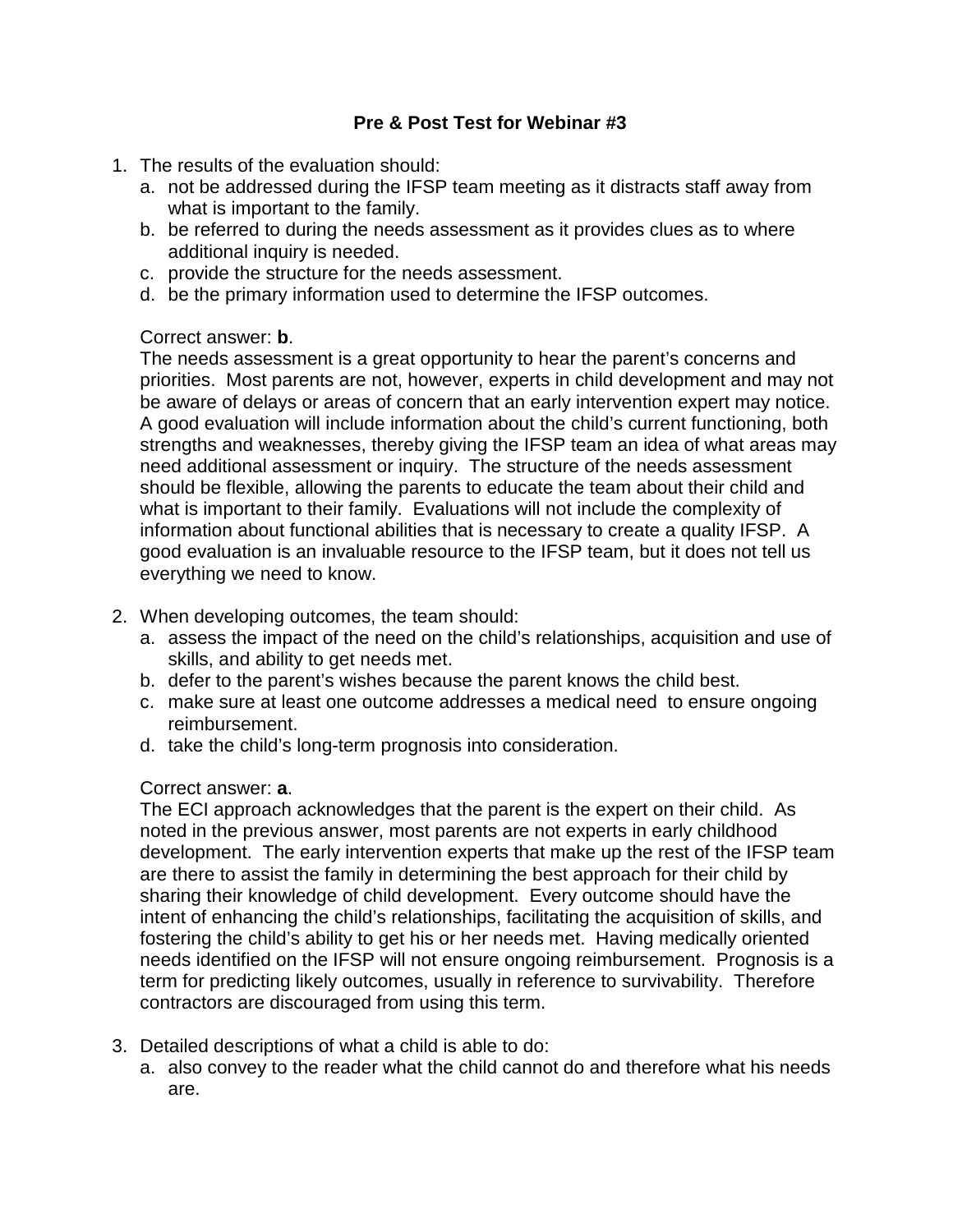# Pre & Post Test for Webinar #3

1. The results of the evaluation should:
   a. not be addressed during the IFSP team meeting as it distracts staff away from what is important to the family.
   b. be referred to during the needs assessment as it provides clues as to where additional inquiry is needed.
   c. provide the structure for the needs assessment.
   d. be the primary information used to determine the IFSP outcomes.

   Correct answer: **b**.
   The needs assessment is a great opportunity to hear the parent's concerns and priorities. Most parents are not, however, experts in child development and may not be aware of delays or areas of concern that an early intervention expert may notice. A good evaluation will include information about the child's current functioning, both strengths and weaknesses, thereby giving the IFSP team an idea of what areas may need additional assessment or inquiry. The structure of the needs assessment should be flexible, allowing the parents to educate the team about their child and what is important to their family. Evaluations will not include the complexity of information about functional abilities that is necessary to create a quality IFSP. A good evaluation is an invaluable resource to the IFSP team, but it does not tell us everything we need to know.

2. When developing outcomes, the team should:
   a. assess the impact of the need on the child's relationships, acquisition and use of skills, and ability to get needs met.
   b. defer to the parent's wishes because the parent knows the child best.
   c. make sure at least one outcome addresses a medical need to ensure ongoing reimbursement.
   d. take the child's long-term prognosis into consideration.

   Correct answer: **a**.
   The ECI approach acknowledges that the parent is the expert on their child. As noted in the previous answer, most parents are not experts in early childhood development. The early intervention experts that make up the rest of the IFSP team are there to assist the family in determining the best approach for their child by sharing their knowledge of child development. Every outcome should have the intent of enhancing the child's relationships, facilitating the acquisition of skills, and fostering the child's ability to get his or her needs met. Having medically oriented needs identified on the IFSP will not ensure ongoing reimbursement. Prognosis is a term for predicting likely outcomes, usually in reference to survivability. Therefore contractors are discouraged from using this term.

3. Detailed descriptions of what a child is able to do:
   a. also convey to the reader what the child cannot do and therefore what his needs are.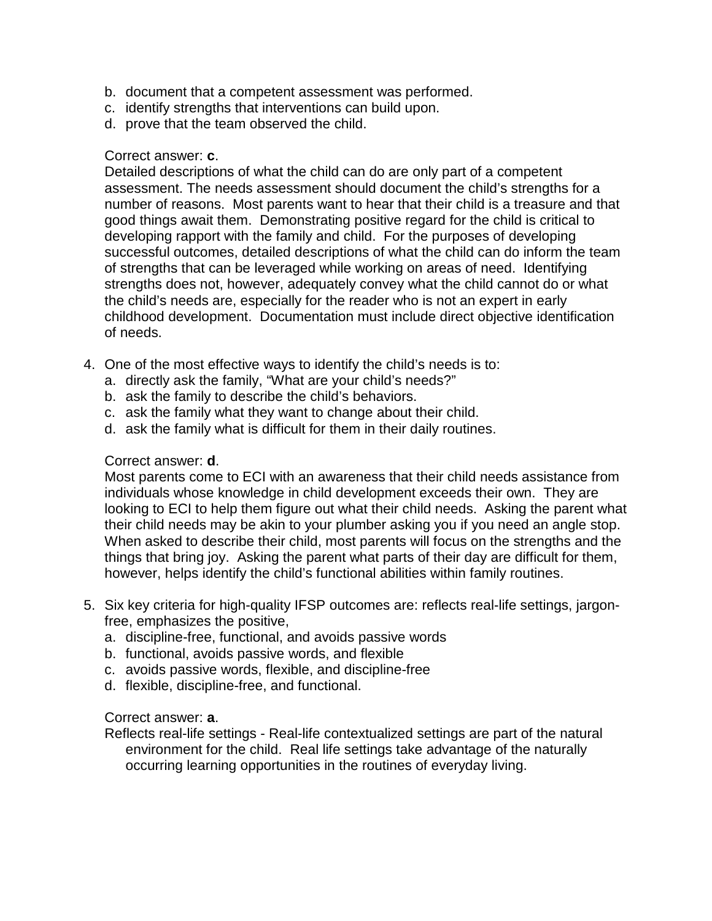b. document that a competent assessment was performed.
c. identify strengths that interventions can build upon.
d. prove that the team observed the child.

Correct answer: **c**.
Detailed descriptions of what the child can do are only part of a competent assessment. The needs assessment should document the child's strengths for a number of reasons. Most parents want to hear that their child is a treasure and that good things await them. Demonstrating positive regard for the child is critical to developing rapport with the family and child. For the purposes of developing successful outcomes, detailed descriptions of what the child can do inform the team of strengths that can be leveraged while working on areas of need. Identifying strengths does not, however, adequately convey what the child cannot do or what the child's needs are, especially for the reader who is not an expert in early childhood development. Documentation must include direct objective identification of needs.

4. One of the most effective ways to identify the child's needs is to:
   a. directly ask the family, "What are your child's needs?"
   b. ask the family to describe the child's behaviors.
   c. ask the family what they want to change about their child.
   d. ask the family what is difficult for them in their daily routines.

   Correct answer: **d**.
   Most parents come to ECI with an awareness that their child needs assistance from individuals whose knowledge in child development exceeds their own. They are looking to ECI to help them figure out what their child needs. Asking the parent what their child needs may be akin to your plumber asking you if you need an angle stop. When asked to describe their child, most parents will focus on the strengths and the things that bring joy. Asking the parent what parts of their day are difficult for them, however, helps identify the child's functional abilities within family routines.

5. Six key criteria for high-quality IFSP outcomes are: reflects real-life settings, jargon-free, emphasizes the positive,
   a. discipline-free, functional, and avoids passive words
   b. functional, avoids passive words, and flexible
   c. avoids passive words, flexible, and discipline-free
   d. flexible, discipline-free, and functional.

   Correct answer: **a**.
   Reflects real-life settings - Real-life contextualized settings are part of the natural environment for the child. Real life settings take advantage of the naturally occurring learning opportunities in the routines of everyday living.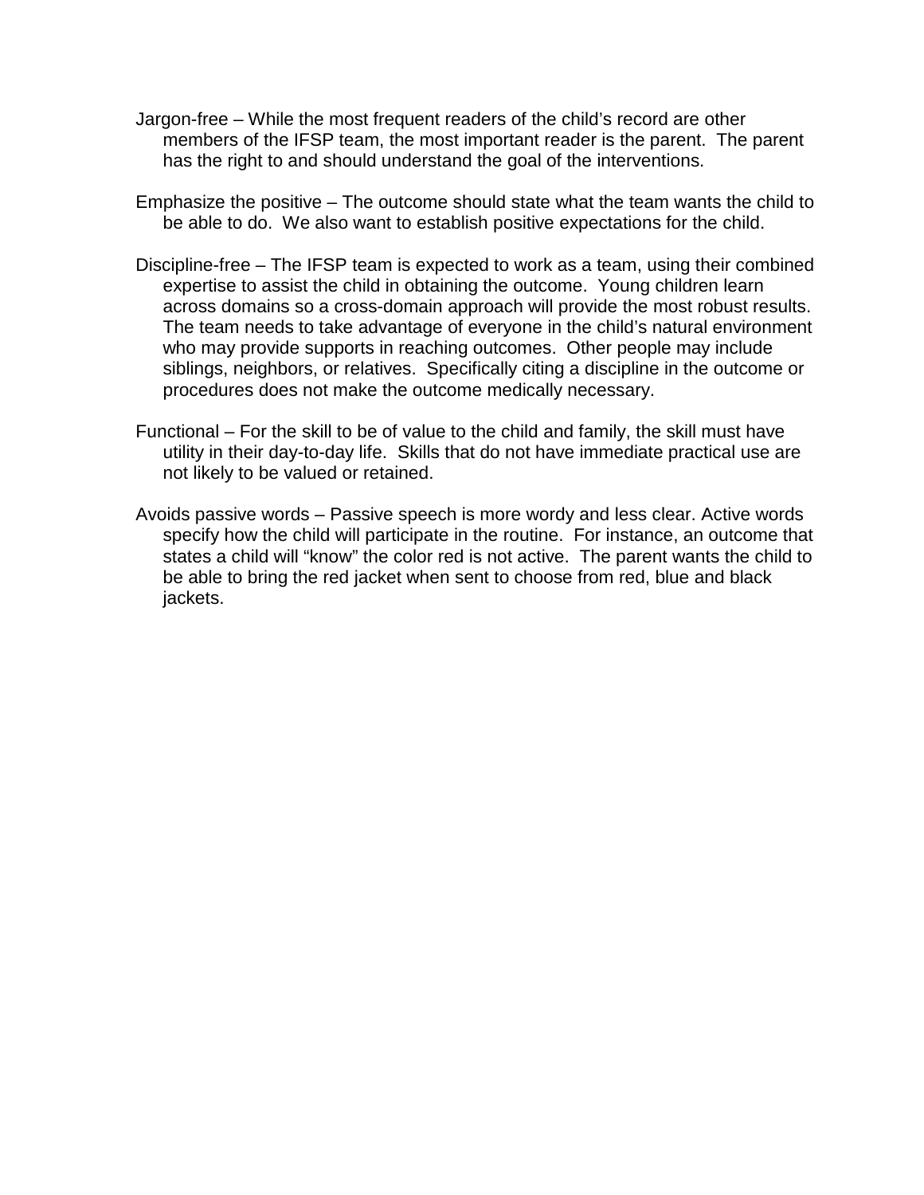Jargon-free – While the most frequent readers of the child's record are other members of the IFSP team, the most important reader is the parent. The parent has the right to and should understand the goal of the interventions.

Emphasize the positive – The outcome should state what the team wants the child to be able to do. We also want to establish positive expectations for the child.

Discipline-free – The IFSP team is expected to work as a team, using their combined expertise to assist the child in obtaining the outcome. Young children learn across domains so a cross-domain approach will provide the most robust results. The team needs to take advantage of everyone in the child's natural environment who may provide supports in reaching outcomes. Other people may include siblings, neighbors, or relatives. Specifically citing a discipline in the outcome or procedures does not make the outcome medically necessary.

Functional – For the skill to be of value to the child and family, the skill must have utility in their day-to-day life. Skills that do not have immediate practical use are not likely to be valued or retained.

Avoids passive words – Passive speech is more wordy and less clear. Active words specify how the child will participate in the routine. For instance, an outcome that states a child will "know" the color red is not active. The parent wants the child to be able to bring the red jacket when sent to choose from red, blue and black jackets.